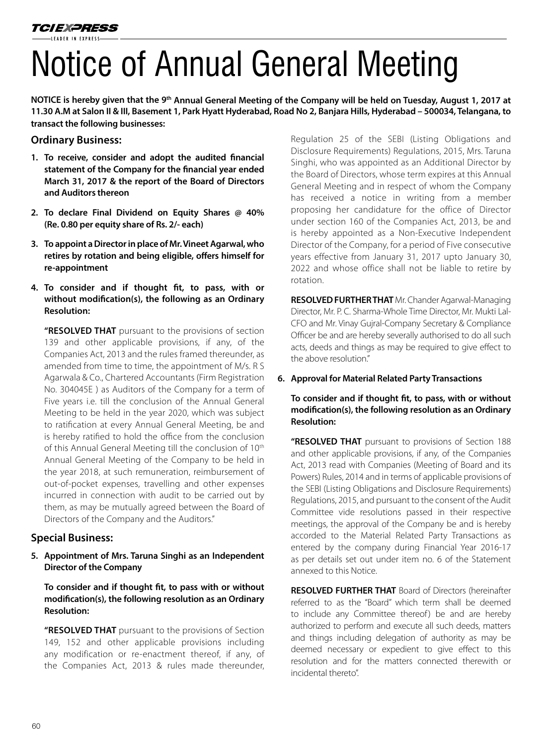// Notice of Annual General Meeting

**NOTICE is hereby given that the 9th Annual General Meeting of the Company will be held on Tuesday, August 1, 2017 at 11.30 A.M at Salon II & III, Basement 1, Park Hyatt Hyderabad, Road No 2, Banjara Hills, Hyderabad – 500034, Telangana, to transact the following businesses:**

## Ordinary Business:

1. **To receive, consider and adopt the audited financial statement of the Company for the financial year ended March 31, 2017 & the report of the Board of Directors and Auditors thereon**

2. **To declare Final Dividend on Equity Shares @ 40% (Re. 0.80 per equity share of Rs. 2/- each)**

3. **To appoint a Director in place of Mr. Vineet Agarwal, who retires by rotation and being eligible, offers himself for re-appointment**

4. **To consider and if thought fit, to pass, with or without modification(s), the following as an Ordinary Resolution:**

   **"RESOLVED THAT** pursuant to the provisions of section 139 and other applicable provisions, if any, of the Companies Act, 2013 and the rules framed thereunder, as amended from time to time, the appointment of M/s. R S Agarwala & Co., Chartered Accountants (Firm Registration No. 304045E ) as Auditors of the Company for a term of Five years i.e. till the conclusion of the Annual General Meeting to be held in the year 2020, which was subject to ratification at every Annual General Meeting, be and is hereby ratified to hold the office from the conclusion of this Annual General Meeting till the conclusion of 10th Annual General Meeting of the Company to be held in the year 2018, at such remuneration, reimbursement of out-of-pocket expenses, travelling and other expenses incurred in connection with audit to be carried out by them, as may be mutually agreed between the Board of Directors of the Company and the Auditors."

## Special Business:

5. **Appointment of Mrs. Taruna Singhi as an Independent Director of the Company**

   **To consider and if thought fit, to pass with or without modification(s), the following resolution as an Ordinary Resolution:**

   **"RESOLVED THAT** pursuant to the provisions of Section 149, 152 and other applicable provisions including any modification or re-enactment thereof, if any, of the Companies Act, 2013 & rules made thereunder, Regulation 25 of the SEBI (Listing Obligations and Disclosure Requirements) Regulations, 2015, Mrs. Taruna Singhi, who was appointed as an Additional Director by the Board of Directors, whose term expires at this Annual General Meeting and in respect of whom the Company has received a notice in writing from a member proposing her candidature for the office of Director under section 160 of the Companies Act, 2013, be and is hereby appointed as a Non-Executive Independent Director of the Company, for a period of Five consecutive years effective from January 31, 2017 upto January 30, 2022 and whose office shall not be liable to retire by rotation.

   **RESOLVED FURTHER THAT** Mr. Chander Agarwal-Managing Director, Mr. P. C. Sharma-Whole Time Director, Mr. Mukti Lal-CFO and Mr. Vinay Gujral-Company Secretary & Compliance Officer be and are hereby severally authorised to do all such acts, deeds and things as may be required to give effect to the above resolution."

6. **Approval for Material Related Party Transactions**

   **To consider and if thought fit, to pass, with or without modification(s), the following resolution as an Ordinary Resolution:**

   **"RESOLVED THAT** pursuant to provisions of Section 188 and other applicable provisions, if any, of the Companies Act, 2013 read with Companies (Meeting of Board and its Powers) Rules, 2014 and in terms of applicable provisions of the SEBI (Listing Obligations and Disclosure Requirements) Regulations, 2015, and pursuant to the consent of the Audit Committee vide resolutions passed in their respective meetings, the approval of the Company be and is hereby accorded to the Material Related Party Transactions as entered by the company during Financial Year 2016-17 as per details set out under item no. 6 of the Statement annexed to this Notice.

   **RESOLVED FURTHER THAT** Board of Directors (hereinafter referred to as the "Board" which term shall be deemed to include any Committee thereof) be and are hereby authorized to perform and execute all such deeds, matters and things including delegation of authority as may be deemed necessary or expedient to give effect to this resolution and for the matters connected therewith or incidental thereto".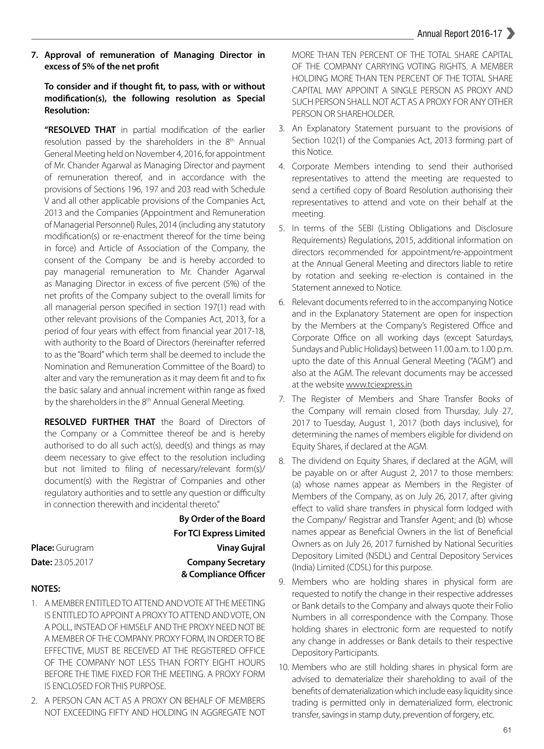**7. Approval of remuneration of Managing Director in excess of 5% of the net profit**

**To consider and if thought fit, to pass, with or without modification(s), the following resolution as Special Resolution:**

**"RESOLVED THAT** in partial modification of the earlier resolution passed by the shareholders in the 8th Annual General Meeting held on November 4, 2016, for appointment of Mr. Chander Agarwal as Managing Director and payment of remuneration thereof, and in accordance with the provisions of Sections 196, 197 and 203 read with Schedule V and all other applicable provisions of the Companies Act, 2013 and the Companies (Appointment and Remuneration of Managerial Personnel) Rules, 2014 (including any statutory modification(s) or re-enactment thereof for the time being in force) and Article of Association of the Company, the consent of the Company be and is hereby accorded to pay managerial remuneration to Mr. Chander Agarwal as Managing Director in excess of five percent (5%) of the net profits of the Company subject to the overall limits for all managerial person specified in section 197(1) read with other relevant provisions of the Companies Act, 2013, for a period of four years with effect from financial year 2017-18, with authority to the Board of Directors (hereinafter referred to as the "Board" which term shall be deemed to include the Nomination and Remuneration Committee of the Board) to alter and vary the remuneration as it may deem fit and to fix the basic salary and annual increment within range as fixed by the shareholders in the 8th Annual General Meeting.

**RESOLVED FURTHER THAT** the Board of Directors of the Company or a Committee thereof be and is hereby authorised to do all such act(s), deed(s) and things as may deem necessary to give effect to the resolution including but not limited to filing of necessary/relevant form(s)/ document(s) with the Registrar of Companies and other regulatory authorities and to settle any question or difficulty in connection therewith and incidental thereto."

**By Order of the Board**
**For TCI Express Limited**

**Place:** Gurugram **Vinay Gujral**
**Date:** 23.05.2017 **Company Secretary & Compliance Officer**

**NOTES:**

1. A MEMBER ENTITLED TO ATTEND AND VOTE AT THE MEETING IS ENTITLED TO APPOINT A PROXY TO ATTEND AND VOTE, ON A POLL, INSTEAD OF HIMSELF AND THE PROXY NEED NOT BE A MEMBER OF THE COMPANY. PROXY FORM, IN ORDER TO BE EFFECTIVE, MUST BE RECEIVED AT THE REGISTERED OFFICE OF THE COMPANY NOT LESS THAN FORTY EIGHT HOURS BEFORE THE TIME FIXED FOR THE MEETING. A PROXY FORM IS ENCLOSED FOR THIS PURPOSE.
2. A PERSON CAN ACT AS A PROXY ON BEHALF OF MEMBERS NOT EXCEEDING FIFTY AND HOLDING IN AGGREGATE NOT MORE THAN TEN PERCENT OF THE TOTAL SHARE CAPITAL OF THE COMPANY CARRYING VOTING RIGHTS. A MEMBER HOLDING MORE THAN TEN PERCENT OF THE TOTAL SHARE CAPITAL MAY APPOINT A SINGLE PERSON AS PROXY AND SUCH PERSON SHALL NOT ACT AS A PROXY FOR ANY OTHER PERSON OR SHAREHOLDER.
3. An Explanatory Statement pursuant to the provisions of Section 102(1) of the Companies Act, 2013 forming part of this Notice.
4. Corporate Members intending to send their authorised representatives to attend the meeting are requested to send a certified copy of Board Resolution authorising their representatives to attend and vote on their behalf at the meeting.
5. In terms of the SEBI (Listing Obligations and Disclosure Requirements) Regulations, 2015, additional information on directors recommended for appointment/re-appointment at the Annual General Meeting and directors liable to retire by rotation and seeking re-election is contained in the Statement annexed to Notice.
6. Relevant documents referred to in the accompanying Notice and in the Explanatory Statement are open for inspection by the Members at the Company's Registered Office and Corporate Office on all working days (except Saturdays, Sundays and Public Holidays) between 11.00 a.m. to 1.00 p.m. upto the date of this Annual General Meeting ("AGM") and also at the AGM. The relevant documents may be accessed at the website www.tciexpress.in
7. The Register of Members and Share Transfer Books of the Company will remain closed from Thursday, July 27, 2017 to Tuesday, August 1, 2017 (both days inclusive), for determining the names of members eligible for dividend on Equity Shares, if declared at the AGM.
8. The dividend on Equity Shares, if declared at the AGM, will be payable on or after August 2, 2017 to those members: (a) whose names appear as Members in the Register of Members of the Company, as on July 26, 2017, after giving effect to valid share transfers in physical form lodged with the Company/ Registrar and Transfer Agent; and (b) whose names appear as Beneficial Owners in the list of Beneficial Owners as on July 26, 2017 furnished by National Securities Depository Limited (NSDL) and Central Depository Services (India) Limited (CDSL) for this purpose.
9. Members who are holding shares in physical form are requested to notify the change in their respective addresses or Bank details to the Company and always quote their Folio Numbers in all correspondence with the Company. Those holding shares in electronic form are requested to notify any change in addresses or Bank details to their respective Depository Participants.
10. Members who are still holding shares in physical form are advised to dematerialize their shareholding to avail of the benefits of dematerialization which include easy liquidity since trading is permitted only in dematerialized form, electronic transfer, savings in stamp duty, prevention of forgery, etc.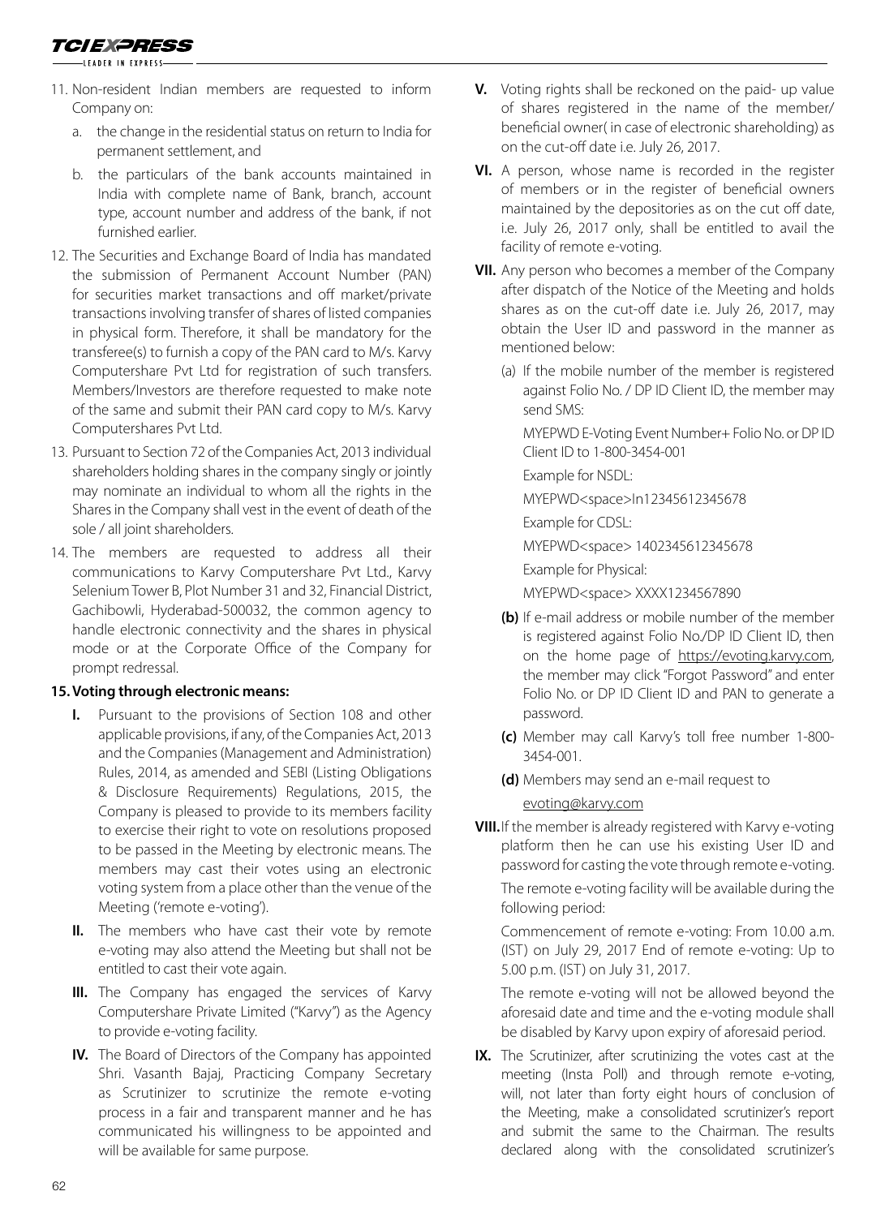11. Non-resident Indian members are requested to inform Company on:

    a. the change in the residential status on return to India for permanent settlement, and

    b. the particulars of the bank accounts maintained in India with complete name of Bank, branch, account type, account number and address of the bank, if not furnished earlier.

12. The Securities and Exchange Board of India has mandated the submission of Permanent Account Number (PAN) for securities market transactions and off market/private transactions involving transfer of shares of listed companies in physical form. Therefore, it shall be mandatory for the transferee(s) to furnish a copy of the PAN card to M/s. Karvy Computershare Pvt Ltd for registration of such transfers. Members/Investors are therefore requested to make note of the same and submit their PAN card copy to M/s. Karvy Computershares Pvt Ltd.

13. Pursuant to Section 72 of the Companies Act, 2013 individual shareholders holding shares in the company singly or jointly may nominate an individual to whom all the rights in the Shares in the Company shall vest in the event of death of the sole / all joint shareholders.

14. The members are requested to address all their communications to Karvy Computershare Pvt Ltd., Karvy Selenium Tower B, Plot Number 31 and 32, Financial District, Gachibowli, Hyderabad-500032, the common agency to handle electronic connectivity and the shares in physical mode or at the Corporate Office of the Company for prompt redressal.

**15. Voting through electronic means:**

**I.** Pursuant to the provisions of Section 108 and other applicable provisions, if any, of the Companies Act, 2013 and the Companies (Management and Administration) Rules, 2014, as amended and SEBI (Listing Obligations & Disclosure Requirements) Regulations, 2015, the Company is pleased to provide to its members facility to exercise their right to vote on resolutions proposed to be passed in the Meeting by electronic means. The members may cast their votes using an electronic voting system from a place other than the venue of the Meeting ('remote e-voting').

**II.** The members who have cast their vote by remote e-voting may also attend the Meeting but shall not be entitled to cast their vote again.

**III.** The Company has engaged the services of Karvy Computershare Private Limited ("Karvy") as the Agency to provide e-voting facility.

**IV.** The Board of Directors of the Company has appointed Shri. Vasanth Bajaj, Practicing Company Secretary as Scrutinizer to scrutinize the remote e-voting process in a fair and transparent manner and he has communicated his willingness to be appointed and will be available for same purpose.

**V.** Voting rights shall be reckoned on the paid- up value of shares registered in the name of the member/ beneficial owner( in case of electronic shareholding) as on the cut-off date i.e. July 26, 2017.

**VI.** A person, whose name is recorded in the register of members or in the register of beneficial owners maintained by the depositories as on the cut off date, i.e. July 26, 2017 only, shall be entitled to avail the facility of remote e-voting.

**VII.** Any person who becomes a member of the Company after dispatch of the Notice of the Meeting and holds shares as on the cut-off date i.e. July 26, 2017, may obtain the User ID and password in the manner as mentioned below:

(a) If the mobile number of the member is registered against Folio No. / DP ID Client ID, the member may send SMS:

MYEPWD E-Voting Event Number+ Folio No. or DP ID Client ID to 1-800-3454-001

Example for NSDL:

MYEPWD<space>In12345612345678

Example for CDSL:

MYEPWD<space> 1402345612345678

Example for Physical:

MYEPWD<space> XXXX1234567890

**(b)** If e-mail address or mobile number of the member is registered against Folio No./DP ID Client ID, then on the home page of https://evoting.karvy.com, the member may click "Forgot Password" and enter Folio No. or DP ID Client ID and PAN to generate a password.

**(c)** Member may call Karvy's toll free number 1-800-3454-001.

**(d)** Members may send an e-mail request to evoting@karvy.com

**VIII.** If the member is already registered with Karvy e-voting platform then he can use his existing User ID and password for casting the vote through remote e-voting.

The remote e-voting facility will be available during the following period:

Commencement of remote e-voting: From 10.00 a.m. (IST) on July 29, 2017 End of remote e-voting: Up to 5.00 p.m. (IST) on July 31, 2017.

The remote e-voting will not be allowed beyond the aforesaid date and time and the e-voting module shall be disabled by Karvy upon expiry of aforesaid period.

**IX.** The Scrutinizer, after scrutinizing the votes cast at the meeting (Insta Poll) and through remote e-voting, will, not later than forty eight hours of conclusion of the Meeting, make a consolidated scrutinizer's report and submit the same to the Chairman. The results declared along with the consolidated scrutinizer's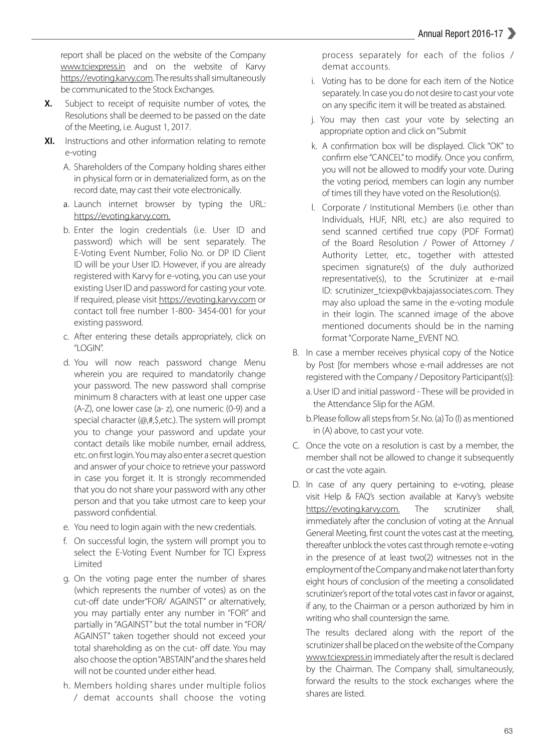report shall be placed on the website of the Company www.tciexpress.in and on the website of Karvy https://evoting.karvy.com. The results shall simultaneously be communicated to the Stock Exchanges.

**X.** Subject to receipt of requisite number of votes, the Resolutions shall be deemed to be passed on the date of the Meeting, i.e. August 1, 2017.

**XI.** Instructions and other information relating to remote e-voting

A. Shareholders of the Company holding shares either in physical form or in dematerialized form, as on the record date, may cast their vote electronically.

a. Launch internet browser by typing the URL: https://evoting.karvy.com.

b. Enter the login credentials (i.e. User ID and password) which will be sent separately. The E-Voting Event Number, Folio No. or DP ID Client ID will be your User ID. However, if you are already registered with Karvy for e-voting, you can use your existing User ID and password for casting your vote. If required, please visit https://evoting.karvy.com or contact toll free number 1-800- 3454-001 for your existing password.

c. After entering these details appropriately, click on "LOGIN".

d. You will now reach password change Menu wherein you are required to mandatorily change your password. The new password shall comprise minimum 8 characters with at least one upper case (A-Z), one lower case (a- z), one numeric (0-9) and a special character (@,#,$,etc.). The system will prompt you to change your password and update your contact details like mobile number, email address, etc. on first login. You may also enter a secret question and answer of your choice to retrieve your password in case you forget it. It is strongly recommended that you do not share your password with any other person and that you take utmost care to keep your password confidential.

e. You need to login again with the new credentials.

f. On successful login, the system will prompt you to select the E-Voting Event Number for TCI Express Limited

g. On the voting page enter the number of shares (which represents the number of votes) as on the cut-off date under"FOR/ AGAINST" or alternatively, you may partially enter any number in "FOR" and partially in "AGAINST" but the total number in "FOR/ AGAINST" taken together should not exceed your total shareholding as on the cut- off date. You may also choose the option "ABSTAIN" and the shares held will not be counted under either head.

h. Members holding shares under multiple folios / demat accounts shall choose the voting process separately for each of the folios / demat accounts.

i. Voting has to be done for each item of the Notice separately. In case you do not desire to cast your vote on any specific item it will be treated as abstained.

j. You may then cast your vote by selecting an appropriate option and click on "Submit

k. A confirmation box will be displayed. Click "OK" to confirm else "CANCEL" to modify. Once you confirm, you will not be allowed to modify your vote. During the voting period, members can login any number of times till they have voted on the Resolution(s).

l. Corporate / Institutional Members (i.e. other than Individuals, HUF, NRI, etc.) are also required to send scanned certified true copy (PDF Format) of the Board Resolution / Power of Attorney / Authority Letter, etc., together with attested specimen signature(s) of the duly authorized representative(s), to the Scrutinizer at e-mail ID: scrutinizer_tciexp@vkbajajassociates.com. They may also upload the same in the e-voting module in their login. The scanned image of the above mentioned documents should be in the naming format "Corporate Name_EVENT NO.

B. In case a member receives physical copy of the Notice by Post [for members whose e-mail addresses are not registered with the Company / Depository Participant(s)]:

a. User ID and initial password - These will be provided in the Attendance Slip for the AGM.

b. Please follow all steps from Sr. No. (a) To (l) as mentioned in (A) above, to cast your vote.

C. Once the vote on a resolution is cast by a member, the member shall not be allowed to change it subsequently or cast the vote again.

D. In case of any query pertaining to e-voting, please visit Help & FAQ's section available at Karvy's website https://evoting.karvy.com. The scrutinizer shall, immediately after the conclusion of voting at the Annual General Meeting, first count the votes cast at the meeting, thereafter unblock the votes cast through remote e-voting in the presence of at least two(2) witnesses not in the employment of the Company and make not later than forty eight hours of conclusion of the meeting a consolidated scrutinizer's report of the total votes cast in favor or against, if any, to the Chairman or a person authorized by him in writing who shall countersign the same.

The results declared along with the report of the scrutinizer shall be placed on the website of the Company www.tciexpress.in immediately after the result is declared by the Chairman. The Company shall, simultaneously, forward the results to the stock exchanges where the shares are listed.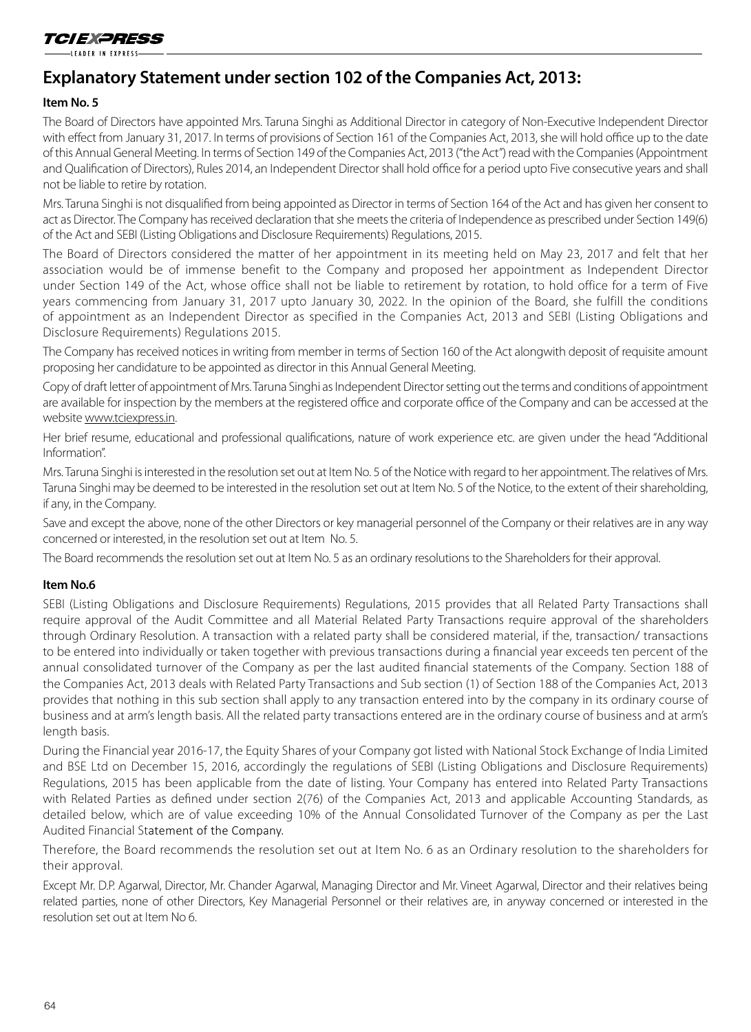## Explanatory Statement under section 102 of the Companies Act, 2013:

### Item No. 5

The Board of Directors have appointed Mrs. Taruna Singhi as Additional Director in category of Non-Executive Independent Director with effect from January 31, 2017. In terms of provisions of Section 161 of the Companies Act, 2013, she will hold office up to the date of this Annual General Meeting. In terms of Section 149 of the Companies Act, 2013 ("the Act") read with the Companies (Appointment and Qualification of Directors), Rules 2014, an Independent Director shall hold office for a period upto Five consecutive years and shall not be liable to retire by rotation.

Mrs. Taruna Singhi is not disqualified from being appointed as Director in terms of Section 164 of the Act and has given her consent to act as Director. The Company has received declaration that she meets the criteria of Independence as prescribed under Section 149(6) of the Act and SEBI (Listing Obligations and Disclosure Requirements) Regulations, 2015.

The Board of Directors considered the matter of her appointment in its meeting held on May 23, 2017 and felt that her association would be of immense benefit to the Company and proposed her appointment as Independent Director under Section 149 of the Act, whose office shall not be liable to retirement by rotation, to hold office for a term of Five years commencing from January 31, 2017 upto January 30, 2022. In the opinion of the Board, she fulfill the conditions of appointment as an Independent Director as specified in the Companies Act, 2013 and SEBI (Listing Obligations and Disclosure Requirements) Regulations 2015.

The Company has received notices in writing from member in terms of Section 160 of the Act alongwith deposit of requisite amount proposing her candidature to be appointed as director in this Annual General Meeting.

Copy of draft letter of appointment of Mrs. Taruna Singhi as Independent Director setting out the terms and conditions of appointment are available for inspection by the members at the registered office and corporate office of the Company and can be accessed at the website www.tciexpress.in.

Her brief resume, educational and professional qualifications, nature of work experience etc. are given under the head "Additional Information".

Mrs. Taruna Singhi is interested in the resolution set out at Item No. 5 of the Notice with regard to her appointment. The relatives of Mrs. Taruna Singhi may be deemed to be interested in the resolution set out at Item No. 5 of the Notice, to the extent of their shareholding, if any, in the Company.

Save and except the above, none of the other Directors or key managerial personnel of the Company or their relatives are in any way concerned or interested, in the resolution set out at Item No. 5.

The Board recommends the resolution set out at Item No. 5 as an ordinary resolutions to the Shareholders for their approval.

### Item No.6

SEBI (Listing Obligations and Disclosure Requirements) Regulations, 2015 provides that all Related Party Transactions shall require approval of the Audit Committee and all Material Related Party Transactions require approval of the shareholders through Ordinary Resolution. A transaction with a related party shall be considered material, if the, transaction/ transactions to be entered into individually or taken together with previous transactions during a financial year exceeds ten percent of the annual consolidated turnover of the Company as per the last audited financial statements of the Company. Section 188 of the Companies Act, 2013 deals with Related Party Transactions and Sub section (1) of Section 188 of the Companies Act, 2013 provides that nothing in this sub section shall apply to any transaction entered into by the company in its ordinary course of business and at arm's length basis. All the related party transactions entered are in the ordinary course of business and at arm's length basis.

During the Financial year 2016-17, the Equity Shares of your Company got listed with National Stock Exchange of India Limited and BSE Ltd on December 15, 2016, accordingly the regulations of SEBI (Listing Obligations and Disclosure Requirements) Regulations, 2015 has been applicable from the date of listing. Your Company has entered into Related Party Transactions with Related Parties as defined under section 2(76) of the Companies Act, 2013 and applicable Accounting Standards, as detailed below, which are of value exceeding 10% of the Annual Consolidated Turnover of the Company as per the Last Audited Financial Statement of the Company.

Therefore, the Board recommends the resolution set out at Item No. 6 as an Ordinary resolution to the shareholders for their approval.

Except Mr. D.P. Agarwal, Director, Mr. Chander Agarwal, Managing Director and Mr. Vineet Agarwal, Director and their relatives being related parties, none of other Directors, Key Managerial Personnel or their relatives are, in anyway concerned or interested in the resolution set out at Item No 6.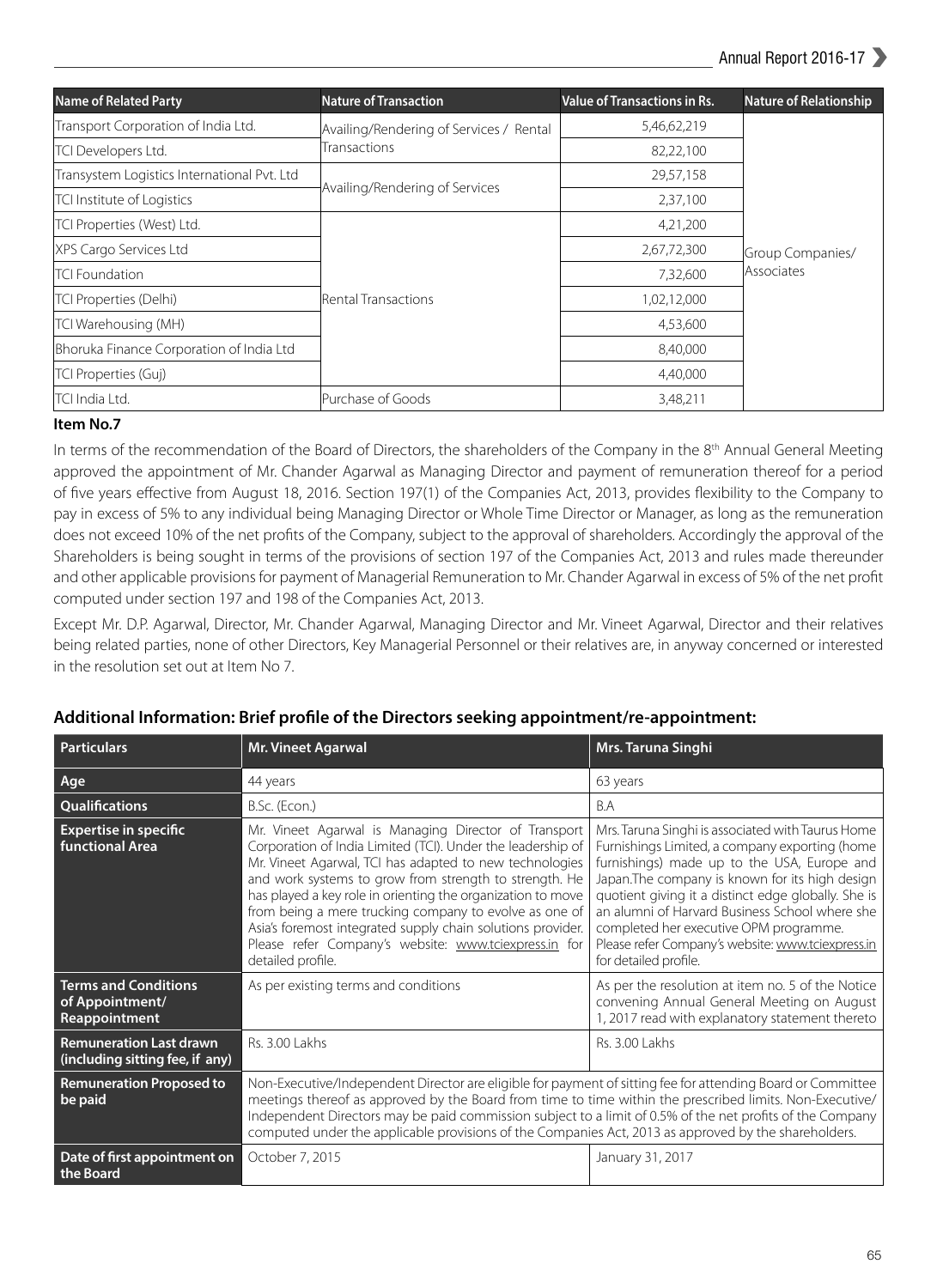| Name of Related Party | Nature of Transaction | Value of Transactions in Rs. | Nature of Relationship |
|---|---|---|---|
| Transport Corporation of India Ltd. | Availing/Rendering of Services / Rental Transactions | 5,46,62,219 | Group Companies/ Associates |
| TCI Developers Ltd. | | 82,22,100 | |
| Transystem Logistics International Pvt. Ltd | Availing/Rendering of Services | 29,57,158 | |
| TCI Institute of Logistics | | 2,37,100 | |
| TCI Properties (West) Ltd. | Rental Transactions | 4,21,200 | |
| XPS Cargo Services Ltd | | 2,67,72,300 | |
| TCI Foundation | | 7,32,600 | |
| TCI Properties (Delhi) | | 1,02,12,000 | |
| TCI Warehousing (MH) | | 4,53,600 | |
| Bhoruka Finance Corporation of India Ltd | | 8,40,000 | |
| TCI Properties (Guj) | | 4,40,000 | |
| TCI India Ltd. | Purchase of Goods | 3,48,211 | |

**Item No.7**

In terms of the recommendation of the Board of Directors, the shareholders of the Company in the 8th Annual General Meeting approved the appointment of Mr. Chander Agarwal as Managing Director and payment of remuneration thereof for a period of five years effective from August 18, 2016. Section 197(1) of the Companies Act, 2013, provides flexibility to the Company to pay in excess of 5% to any individual being Managing Director or Whole Time Director or Manager, as long as the remuneration does not exceed 10% of the net profits of the Company, subject to the approval of shareholders. Accordingly the approval of the Shareholders is being sought in terms of the provisions of section 197 of the Companies Act, 2013 and rules made thereunder and other applicable provisions for payment of Managerial Remuneration to Mr. Chander Agarwal in excess of 5% of the net profit computed under section 197 and 198 of the Companies Act, 2013.

Except Mr. D.P. Agarwal, Director, Mr. Chander Agarwal, Managing Director and Mr. Vineet Agarwal, Director and their relatives being related parties, none of other Directors, Key Managerial Personnel or their relatives are, in anyway concerned or interested in the resolution set out at Item No 7.

### Additional Information: Brief profile of the Directors seeking appointment/re-appointment:

| Particulars | Mr. Vineet Agarwal | Mrs. Taruna Singhi |
|---|---|---|
| Age | 44 years | 63 years |
| Qualifications | B.Sc. (Econ.) | B.A |
| Expertise in specific functional Area | Mr. Vineet Agarwal is Managing Director of Transport Corporation of India Limited (TCI). Under the leadership of Mr. Vineet Agarwal, TCI has adapted to new technologies and work systems to grow from strength to strength. He has played a key role in orienting the organization to move from being a mere trucking company to evolve as one of Asia's foremost integrated supply chain solutions provider. Please refer Company's website: www.tciexpress.in for detailed profile. | Mrs. Taruna Singhi is associated with Taurus Home Furnishings Limited, a company exporting (home furnishings) made up to the USA, Europe and Japan.The company is known for its high design quotient giving it a distinct edge globally. She is an alumni of Harvard Business School where she completed her executive OPM programme. Please refer Company's website: www.tciexpress.in for detailed profile. |
| Terms and Conditions of Appointment/ Reappointment | As per existing terms and conditions | As per the resolution at item no. 5 of the Notice convening Annual General Meeting on August 1, 2017 read with explanatory statement thereto |
| Remuneration Last drawn (including sitting fee, if any) | Rs. 3.00 Lakhs | Rs. 3.00 Lakhs |
| Remuneration Proposed to be paid | Non-Executive/Independent Director are eligible for payment of sitting fee for attending Board or Committee meetings thereof as approved by the Board from time to time within the prescribed limits. Non-Executive/ Independent Directors may be paid commission subject to a limit of 0.5% of the net profits of the Company computed under the applicable provisions of the Companies Act, 2013 as approved by the shareholders. | |
| Date of first appointment on the Board | October 7, 2015 | January 31, 2017 |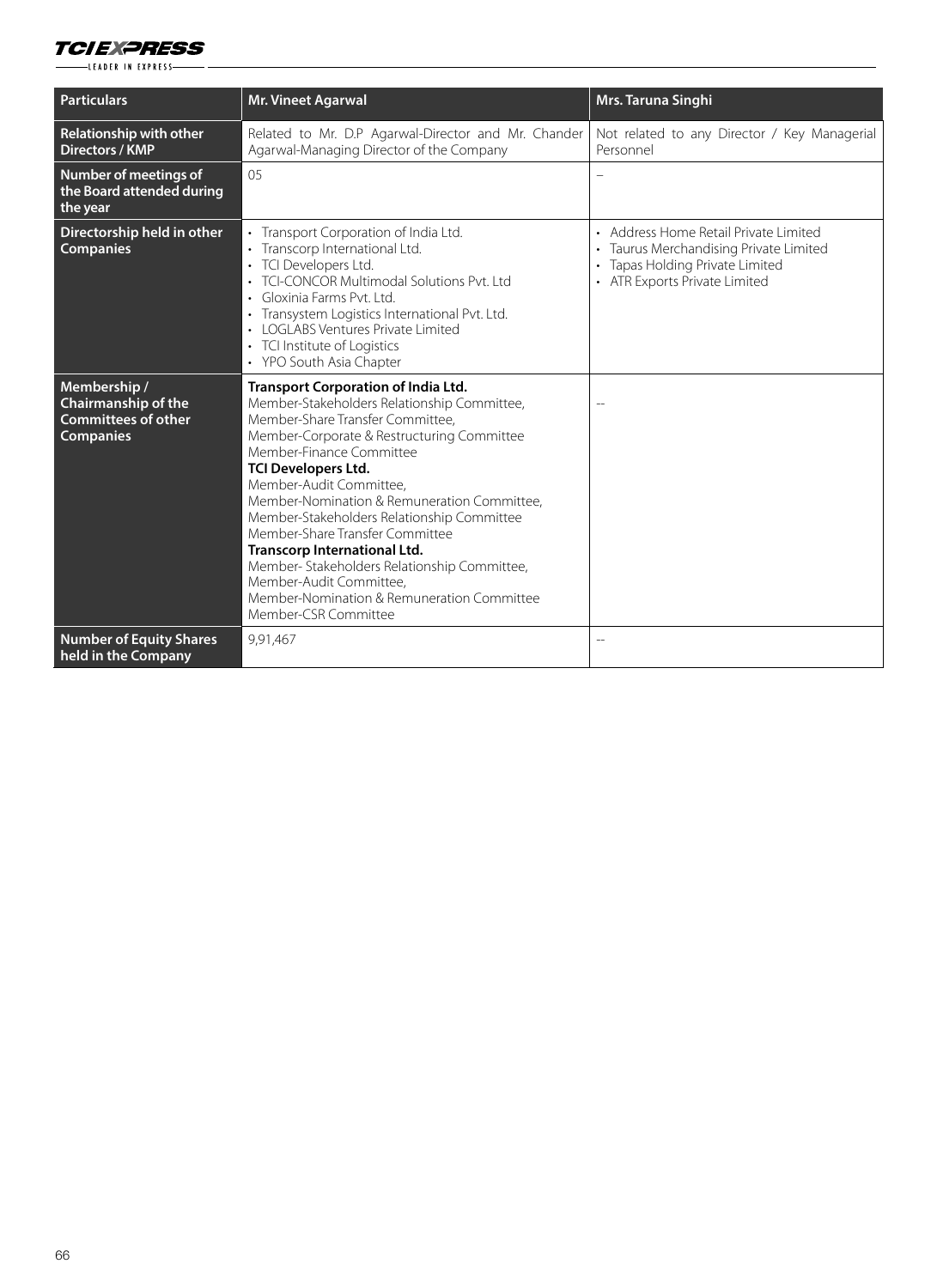| Particulars | Mr. Vineet Agarwal | Mrs. Taruna Singhi |
|---|---|---|
| **Relationship with other Directors / KMP** | Related to Mr. D.P Agarwal-Director and Mr. Chander Agarwal-Managing Director of the Company | Not related to any Director / Key Managerial Personnel |
| **Number of meetings of the Board attended during the year** | 05 | – |
| **Directorship held in other Companies** | • Transport Corporation of India Ltd.<br>• Transcorp International Ltd.<br>• TCI Developers Ltd.<br>• TCI-CONCOR Multimodal Solutions Pvt. Ltd<br>• Gloxinia Farms Pvt. Ltd.<br>• Transystem Logistics International Pvt. Ltd.<br>• LOGLABS Ventures Private Limited<br>• TCI Institute of Logistics<br>• YPO South Asia Chapter | • Address Home Retail Private Limited<br>• Taurus Merchandising Private Limited<br>• Tapas Holding Private Limited<br>• ATR Exports Private Limited |
| **Membership / Chairmanship of the Committees of other Companies** | **Transport Corporation of India Ltd.**<br>Member-Stakeholders Relationship Committee,<br>Member-Share Transfer Committee,<br>Member-Corporate & Restructuring Committee<br>Member-Finance Committee<br>**TCI Developers Ltd.**<br>Member-Audit Committee,<br>Member-Nomination & Remuneration Committee,<br>Member-Stakeholders Relationship Committee<br>Member-Share Transfer Committee<br>**Transcorp International Ltd.**<br>Member- Stakeholders Relationship Committee,<br>Member-Audit Committee,<br>Member-Nomination & Remuneration Committee<br>Member-CSR Committee | -- |
| **Number of Equity Shares held in the Company** | 9,91,467 | -- |